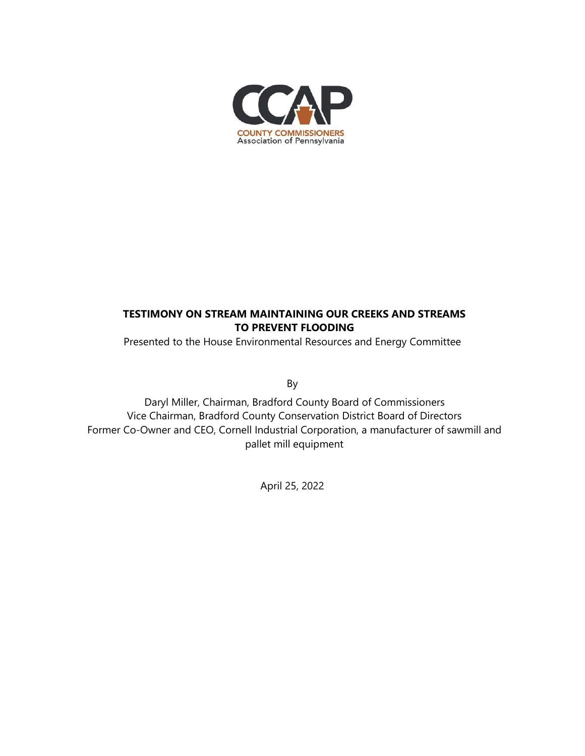CCAP

COUNTY COMMISSIONERS
Association of Pennsylvania

# TESTIMONY ON STREAM MAINTAINING OUR CREEKS AND STREAMS TO PREVENT FLOODING

Presented to the House Environmental Resources and Energy Committee

By

Daryl Miller, Chairman, Bradford County Board of Commissioners
Vice Chairman, Bradford County Conservation District Board of Directors
Former Co-Owner and CEO, Cornell Industrial Corporation, a manufacturer of sawmill and pallet mill equipment

April 25, 2022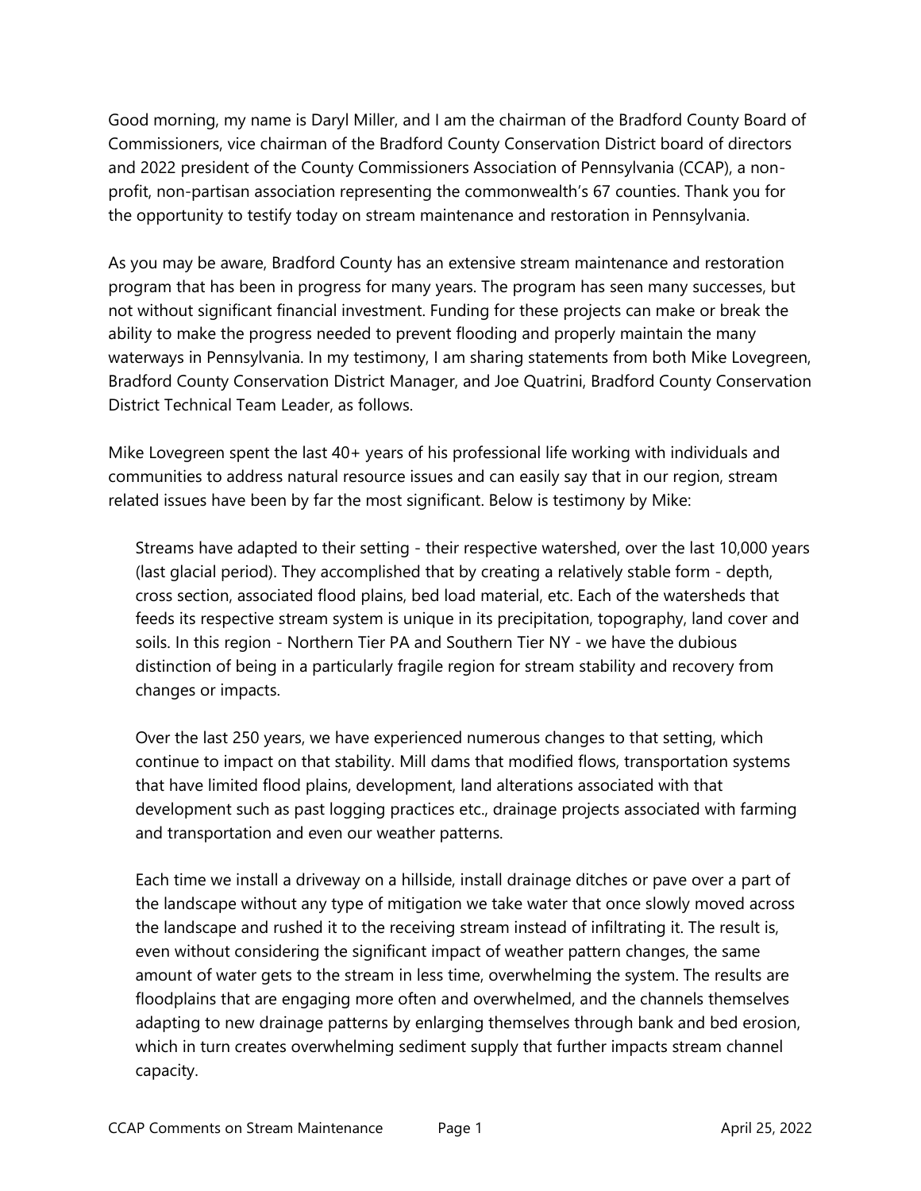Good morning, my name is Daryl Miller, and I am the chairman of the Bradford County Board of Commissioners, vice chairman of the Bradford County Conservation District board of directors and 2022 president of the County Commissioners Association of Pennsylvania (CCAP), a non-profit, non-partisan association representing the commonwealth's 67 counties. Thank you for the opportunity to testify today on stream maintenance and restoration in Pennsylvania.

As you may be aware, Bradford County has an extensive stream maintenance and restoration program that has been in progress for many years. The program has seen many successes, but not without significant financial investment. Funding for these projects can make or break the ability to make the progress needed to prevent flooding and properly maintain the many waterways in Pennsylvania. In my testimony, I am sharing statements from both Mike Lovegreen, Bradford County Conservation District Manager, and Joe Quatrini, Bradford County Conservation District Technical Team Leader, as follows.

Mike Lovegreen spent the last 40+ years of his professional life working with individuals and communities to address natural resource issues and can easily say that in our region, stream related issues have been by far the most significant. Below is testimony by Mike:

> Streams have adapted to their setting - their respective watershed, over the last 10,000 years (last glacial period). They accomplished that by creating a relatively stable form - depth, cross section, associated flood plains, bed load material, etc. Each of the watersheds that feeds its respective stream system is unique in its precipitation, topography, land cover and soils. In this region - Northern Tier PA and Southern Tier NY - we have the dubious distinction of being in a particularly fragile region for stream stability and recovery from changes or impacts.
>
> Over the last 250 years, we have experienced numerous changes to that setting, which continue to impact on that stability. Mill dams that modified flows, transportation systems that have limited flood plains, development, land alterations associated with that development such as past logging practices etc., drainage projects associated with farming and transportation and even our weather patterns.
>
> Each time we install a driveway on a hillside, install drainage ditches or pave over a part of the landscape without any type of mitigation we take water that once slowly moved across the landscape and rushed it to the receiving stream instead of infiltrating it. The result is, even without considering the significant impact of weather pattern changes, the same amount of water gets to the stream in less time, overwhelming the system. The results are floodplains that are engaging more often and overwhelmed, and the channels themselves adapting to new drainage patterns by enlarging themselves through bank and bed erosion, which in turn creates overwhelming sediment supply that further impacts stream channel capacity.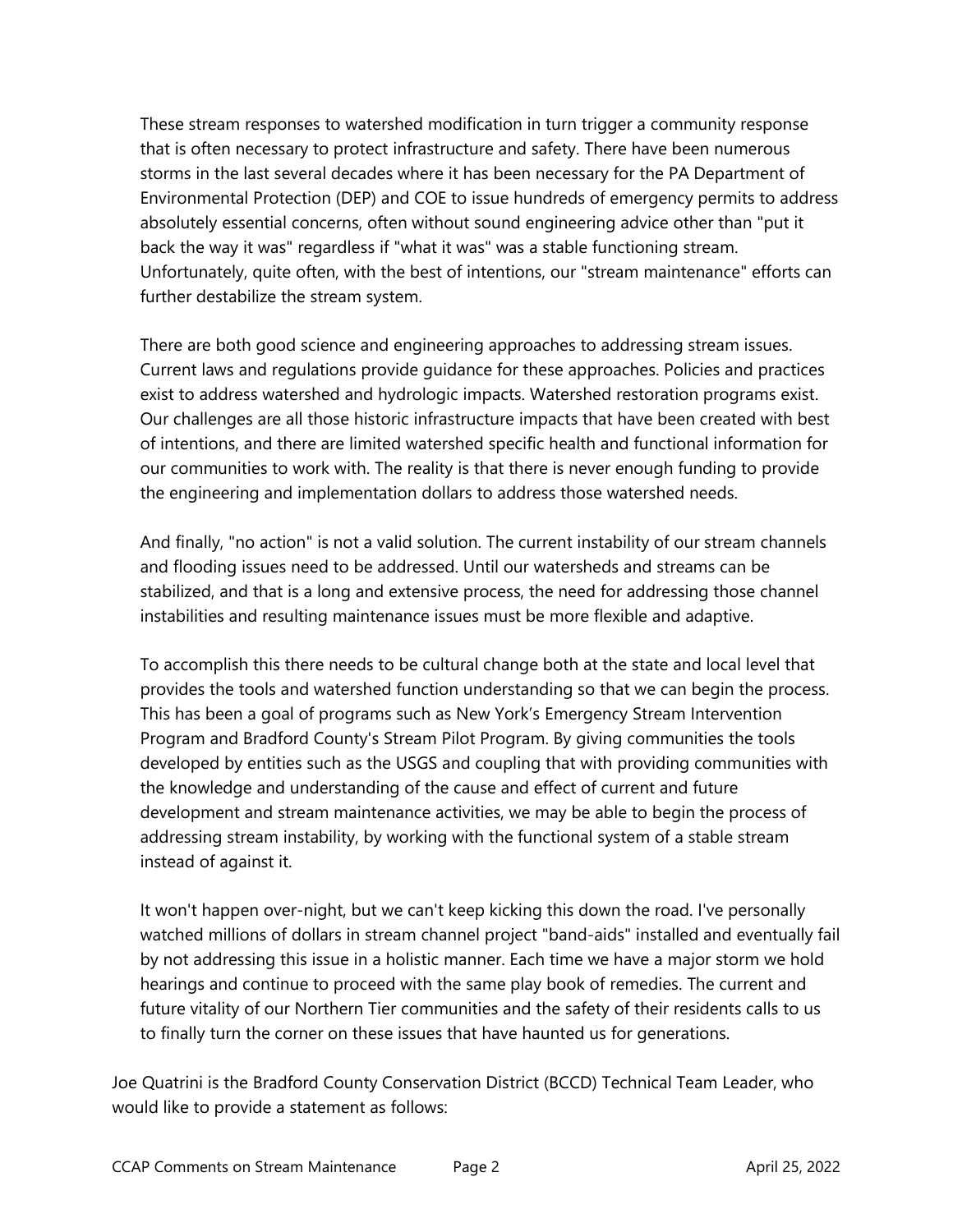These stream responses to watershed modification in turn trigger a community response that is often necessary to protect infrastructure and safety. There have been numerous storms in the last several decades where it has been necessary for the PA Department of Environmental Protection (DEP) and COE to issue hundreds of emergency permits to address absolutely essential concerns, often without sound engineering advice other than "put it back the way it was" regardless if "what it was" was a stable functioning stream. Unfortunately, quite often, with the best of intentions, our "stream maintenance" efforts can further destabilize the stream system.

There are both good science and engineering approaches to addressing stream issues. Current laws and regulations provide guidance for these approaches. Policies and practices exist to address watershed and hydrologic impacts. Watershed restoration programs exist. Our challenges are all those historic infrastructure impacts that have been created with best of intentions, and there are limited watershed specific health and functional information for our communities to work with. The reality is that there is never enough funding to provide the engineering and implementation dollars to address those watershed needs.

And finally, "no action" is not a valid solution. The current instability of our stream channels and flooding issues need to be addressed. Until our watersheds and streams can be stabilized, and that is a long and extensive process, the need for addressing those channel instabilities and resulting maintenance issues must be more flexible and adaptive.

To accomplish this there needs to be cultural change both at the state and local level that provides the tools and watershed function understanding so that we can begin the process. This has been a goal of programs such as New York's Emergency Stream Intervention Program and Bradford County's Stream Pilot Program. By giving communities the tools developed by entities such as the USGS and coupling that with providing communities with the knowledge and understanding of the cause and effect of current and future development and stream maintenance activities, we may be able to begin the process of addressing stream instability, by working with the functional system of a stable stream instead of against it.

It won't happen over-night, but we can't keep kicking this down the road. I've personally watched millions of dollars in stream channel project "band-aids" installed and eventually fail by not addressing this issue in a holistic manner. Each time we have a major storm we hold hearings and continue to proceed with the same play book of remedies. The current and future vitality of our Northern Tier communities and the safety of their residents calls to us to finally turn the corner on these issues that have haunted us for generations.

Joe Quatrini is the Bradford County Conservation District (BCCD) Technical Team Leader, who would like to provide a statement as follows: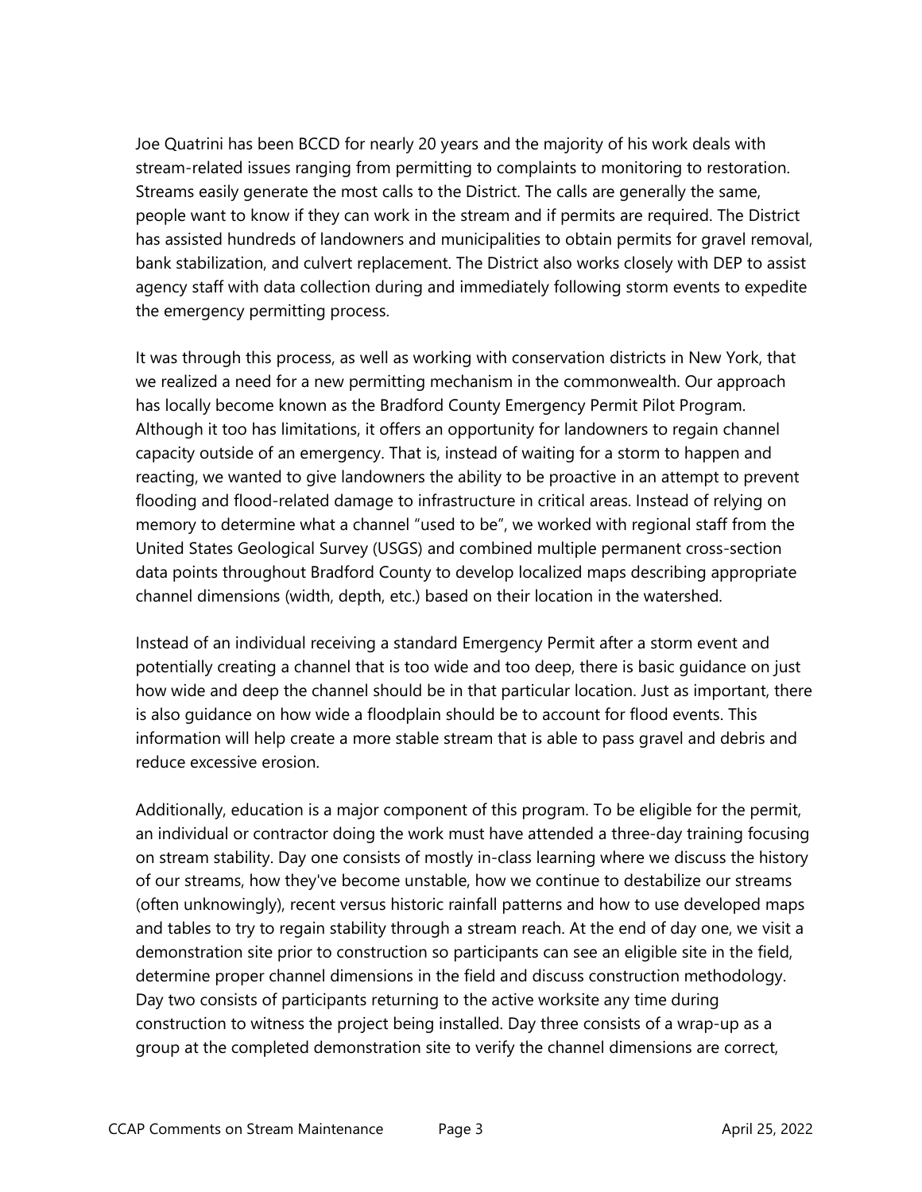Joe Quatrini has been BCCD for nearly 20 years and the majority of his work deals with stream-related issues ranging from permitting to complaints to monitoring to restoration. Streams easily generate the most calls to the District. The calls are generally the same, people want to know if they can work in the stream and if permits are required. The District has assisted hundreds of landowners and municipalities to obtain permits for gravel removal, bank stabilization, and culvert replacement. The District also works closely with DEP to assist agency staff with data collection during and immediately following storm events to expedite the emergency permitting process.

It was through this process, as well as working with conservation districts in New York, that we realized a need for a new permitting mechanism in the commonwealth. Our approach has locally become known as the Bradford County Emergency Permit Pilot Program. Although it too has limitations, it offers an opportunity for landowners to regain channel capacity outside of an emergency. That is, instead of waiting for a storm to happen and reacting, we wanted to give landowners the ability to be proactive in an attempt to prevent flooding and flood-related damage to infrastructure in critical areas. Instead of relying on memory to determine what a channel "used to be", we worked with regional staff from the United States Geological Survey (USGS) and combined multiple permanent cross-section data points throughout Bradford County to develop localized maps describing appropriate channel dimensions (width, depth, etc.) based on their location in the watershed.

Instead of an individual receiving a standard Emergency Permit after a storm event and potentially creating a channel that is too wide and too deep, there is basic guidance on just how wide and deep the channel should be in that particular location. Just as important, there is also guidance on how wide a floodplain should be to account for flood events. This information will help create a more stable stream that is able to pass gravel and debris and reduce excessive erosion.

Additionally, education is a major component of this program. To be eligible for the permit, an individual or contractor doing the work must have attended a three-day training focusing on stream stability. Day one consists of mostly in-class learning where we discuss the history of our streams, how they've become unstable, how we continue to destabilize our streams (often unknowingly), recent versus historic rainfall patterns and how to use developed maps and tables to try to regain stability through a stream reach. At the end of day one, we visit a demonstration site prior to construction so participants can see an eligible site in the field, determine proper channel dimensions in the field and discuss construction methodology. Day two consists of participants returning to the active worksite any time during construction to witness the project being installed. Day three consists of a wrap-up as a group at the completed demonstration site to verify the channel dimensions are correct,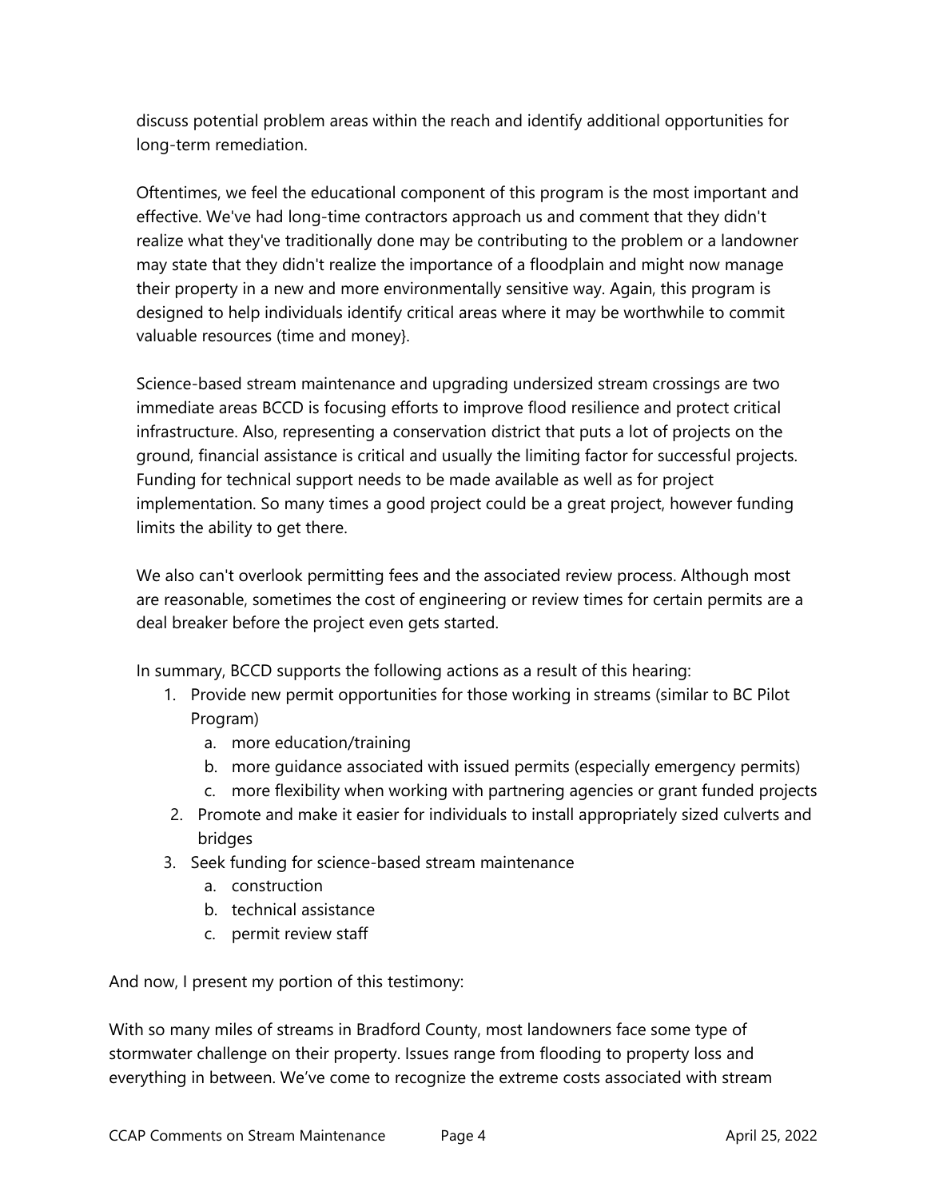discuss potential problem areas within the reach and identify additional opportunities for long-term remediation.

Oftentimes, we feel the educational component of this program is the most important and effective. We've had long-time contractors approach us and comment that they didn't realize what they've traditionally done may be contributing to the problem or a landowner may state that they didn't realize the importance of a floodplain and might now manage their property in a new and more environmentally sensitive way. Again, this program is designed to help individuals identify critical areas where it may be worthwhile to commit valuable resources (time and money}.

Science-based stream maintenance and upgrading undersized stream crossings are two immediate areas BCCD is focusing efforts to improve flood resilience and protect critical infrastructure. Also, representing a conservation district that puts a lot of projects on the ground, financial assistance is critical and usually the limiting factor for successful projects. Funding for technical support needs to be made available as well as for project implementation. So many times a good project could be a great project, however funding limits the ability to get there.

We also can't overlook permitting fees and the associated review process. Although most are reasonable, sometimes the cost of engineering or review times for certain permits are a deal breaker before the project even gets started.

In summary, BCCD supports the following actions as a result of this hearing:

1. Provide new permit opportunities for those working in streams (similar to BC Pilot Program)
   a. more education/training
   b. more guidance associated with issued permits (especially emergency permits)
   c. more flexibility when working with partnering agencies or grant funded projects
2. Promote and make it easier for individuals to install appropriately sized culverts and bridges
3. Seek funding for science-based stream maintenance
   a. construction
   b. technical assistance
   c. permit review staff

And now, I present my portion of this testimony:

With so many miles of streams in Bradford County, most landowners face some type of stormwater challenge on their property. Issues range from flooding to property loss and everything in between. We've come to recognize the extreme costs associated with stream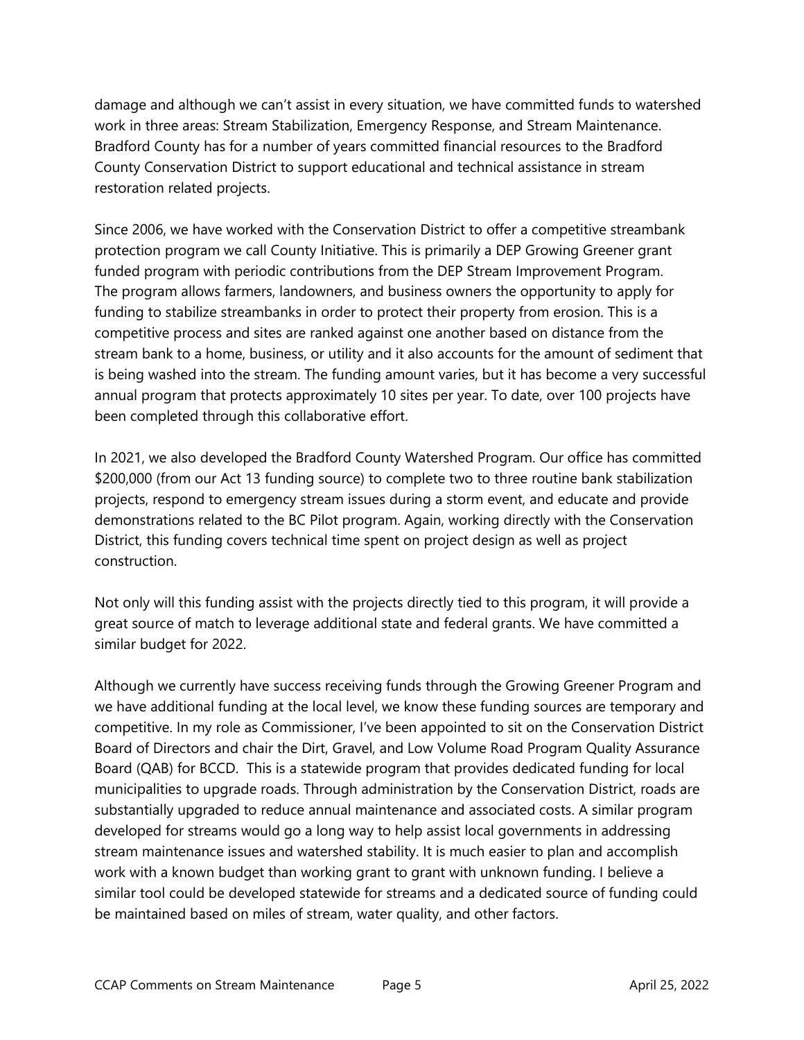damage and although we can't assist in every situation, we have committed funds to watershed work in three areas: Stream Stabilization, Emergency Response, and Stream Maintenance. Bradford County has for a number of years committed financial resources to the Bradford County Conservation District to support educational and technical assistance in stream restoration related projects.

Since 2006, we have worked with the Conservation District to offer a competitive streambank protection program we call County Initiative. This is primarily a DEP Growing Greener grant funded program with periodic contributions from the DEP Stream Improvement Program. The program allows farmers, landowners, and business owners the opportunity to apply for funding to stabilize streambanks in order to protect their property from erosion. This is a competitive process and sites are ranked against one another based on distance from the stream bank to a home, business, or utility and it also accounts for the amount of sediment that is being washed into the stream. The funding amount varies, but it has become a very successful annual program that protects approximately 10 sites per year. To date, over 100 projects have been completed through this collaborative effort.

In 2021, we also developed the Bradford County Watershed Program. Our office has committed $200,000 (from our Act 13 funding source) to complete two to three routine bank stabilization projects, respond to emergency stream issues during a storm event, and educate and provide demonstrations related to the BC Pilot program. Again, working directly with the Conservation District, this funding covers technical time spent on project design as well as project construction.

Not only will this funding assist with the projects directly tied to this program, it will provide a great source of match to leverage additional state and federal grants. We have committed a similar budget for 2022.

Although we currently have success receiving funds through the Growing Greener Program and we have additional funding at the local level, we know these funding sources are temporary and competitive. In my role as Commissioner, I've been appointed to sit on the Conservation District Board of Directors and chair the Dirt, Gravel, and Low Volume Road Program Quality Assurance Board (QAB) for BCCD. This is a statewide program that provides dedicated funding for local municipalities to upgrade roads. Through administration by the Conservation District, roads are substantially upgraded to reduce annual maintenance and associated costs. A similar program developed for streams would go a long way to help assist local governments in addressing stream maintenance issues and watershed stability. It is much easier to plan and accomplish work with a known budget than working grant to grant with unknown funding. I believe a similar tool could be developed statewide for streams and a dedicated source of funding could be maintained based on miles of stream, water quality, and other factors.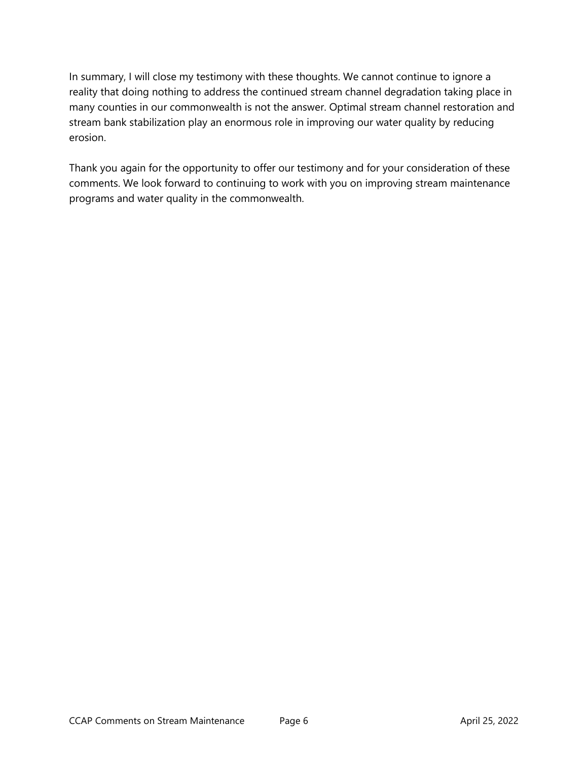In summary, I will close my testimony with these thoughts. We cannot continue to ignore a reality that doing nothing to address the continued stream channel degradation taking place in many counties in our commonwealth is not the answer. Optimal stream channel restoration and stream bank stabilization play an enormous role in improving our water quality by reducing erosion.

Thank you again for the opportunity to offer our testimony and for your consideration of these comments. We look forward to continuing to work with you on improving stream maintenance programs and water quality in the commonwealth.